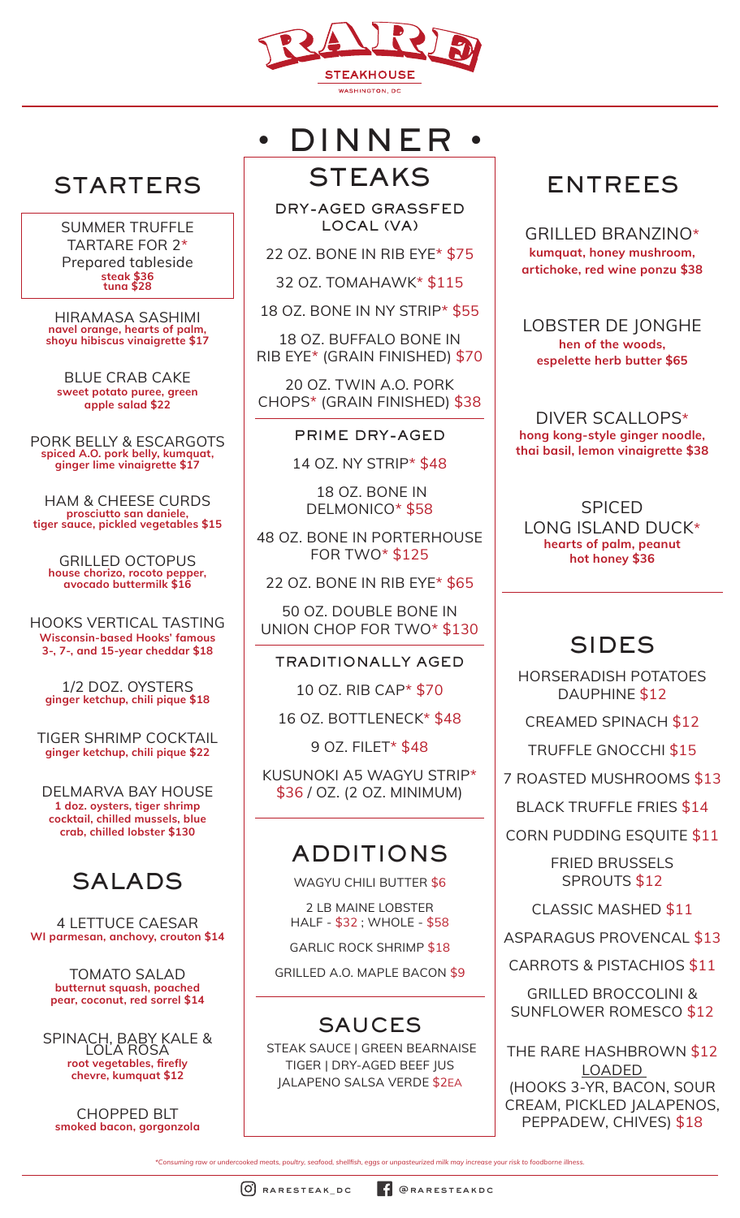# RARE

STEAKHOUSE

WASHINGTON, DC

# • DINNER •

## STARTERS

SUMMER TRUFFLE TARTARE FOR 2*
Prepared tableside
**steak $36**
**tuna $28**

HIRAMASA SASHIMI
**navel orange, hearts of palm, shoyu hibiscus vinaigrette $17**

BLUE CRAB CAKE
**sweet potato puree, green apple salad $22**

PORK BELLY & ESCARGOTS
**spiced A.O. pork belly, kumquat, ginger lime vinaigrette $17**

HAM & CHEESE CURDS
**prosciutto san daniele, tiger sauce, pickled vegetables $15**

GRILLED OCTOPUS
**house chorizo, rocoto pepper, avocado buttermilk $16**

HOOKS VERTICAL TASTING
**Wisconsin-based Hooks' famous 3-, 7-, and 15-year cheddar $18**

1/2 DOZ. OYSTERS
**ginger ketchup, chili pique $18**

TIGER SHRIMP COCKTAIL
**ginger ketchup, chili pique $22**

DELMARVA BAY HOUSE
**1 doz. oysters, tiger shrimp cocktail, chilled mussels, blue crab, chilled lobster $130**

## SALADS

4 LETTUCE CAESAR
**WI parmesan, anchovy, crouton $14**

TOMATO SALAD
**butternut squash, poached pear, coconut, red sorrel $14**

SPINACH, BABY KALE & LOLA ROSA
**root vegetables, firefly chevre, kumquat $12**

CHOPPED BLT
**smoked bacon, gorgonzola**

## STEAKS

### DRY-AGED GRASSFED LOCAL (VA)

22 OZ. BONE IN RIB EYE* $75

32 OZ. TOMAHAWK* $115

18 OZ. BONE IN NY STRIP* $55

18 OZ. BUFFALO BONE IN RIB EYE* (GRAIN FINISHED) $70

20 OZ. TWIN A.O. PORK CHOPS* (GRAIN FINISHED) $38

### PRIME DRY-AGED

14 OZ. NY STRIP* $48

18 OZ. BONE IN DELMONICO* $58

48 OZ. BONE IN PORTERHOUSE FOR TWO* $125

22 OZ. BONE IN RIB EYE* $65

50 OZ. DOUBLE BONE IN UNION CHOP FOR TWO* $130

### TRADITIONALLY AGED

10 OZ. RIB CAP* $70

16 OZ. BOTTLENECK* $48

9 OZ. FILET* $48

KUSUNOKI A5 WAGYU STRIP* $36 / OZ. (2 OZ. MINIMUM)

## ADDITIONS

WAGYU CHILI BUTTER $6

2 LB MAINE LOBSTER
HALF - $32 ; WHOLE - $58

GARLIC ROCK SHRIMP $18

GRILLED A.O. MAPLE BACON $9

## SAUCES

STEAK SAUCE | GREEN BEARNAISE
TIGER | DRY-AGED BEEF JUS
JALAPENO SALSA VERDE $2EA

## ENTREES

GRILLED BRANZINO*
**kumquat, honey mushroom, artichoke, red wine ponzu $38**

LOBSTER DE JONGHE
**hen of the woods, espelette herb butter $65**

DIVER SCALLOPS*
**hong kong-style ginger noodle, thai basil, lemon vinaigrette $38**

SPICED LONG ISLAND DUCK*
**hearts of palm, peanut hot honey $36**

## SIDES

HORSERADISH POTATOES DAUPHINE $12

CREAMED SPINACH $12

TRUFFLE GNOCCHI $15

7 ROASTED MUSHROOMS $13

BLACK TRUFFLE FRIES $14

CORN PUDDING ESQUITE $11

FRIED BRUSSELS SPROUTS $12

CLASSIC MASHED $11

ASPARAGUS PROVENCAL $13

CARROTS & PISTACHIOS $11

GRILLED BROCCOLINI & SUNFLOWER ROMESCO $12

THE RARE HASHBROWN $12
LOADED
(HOOKS 3-YR, BACON, SOUR CREAM, PICKLED JALAPENOS, PEPPADEW, CHIVES) $18

*Consuming raw or undercooked meats, poultry, seafood, shellfish, eggs or unpasteurized milk may increase your risk to foodborne illness.*

RARESTEAK_DC | @RARESTEAKDC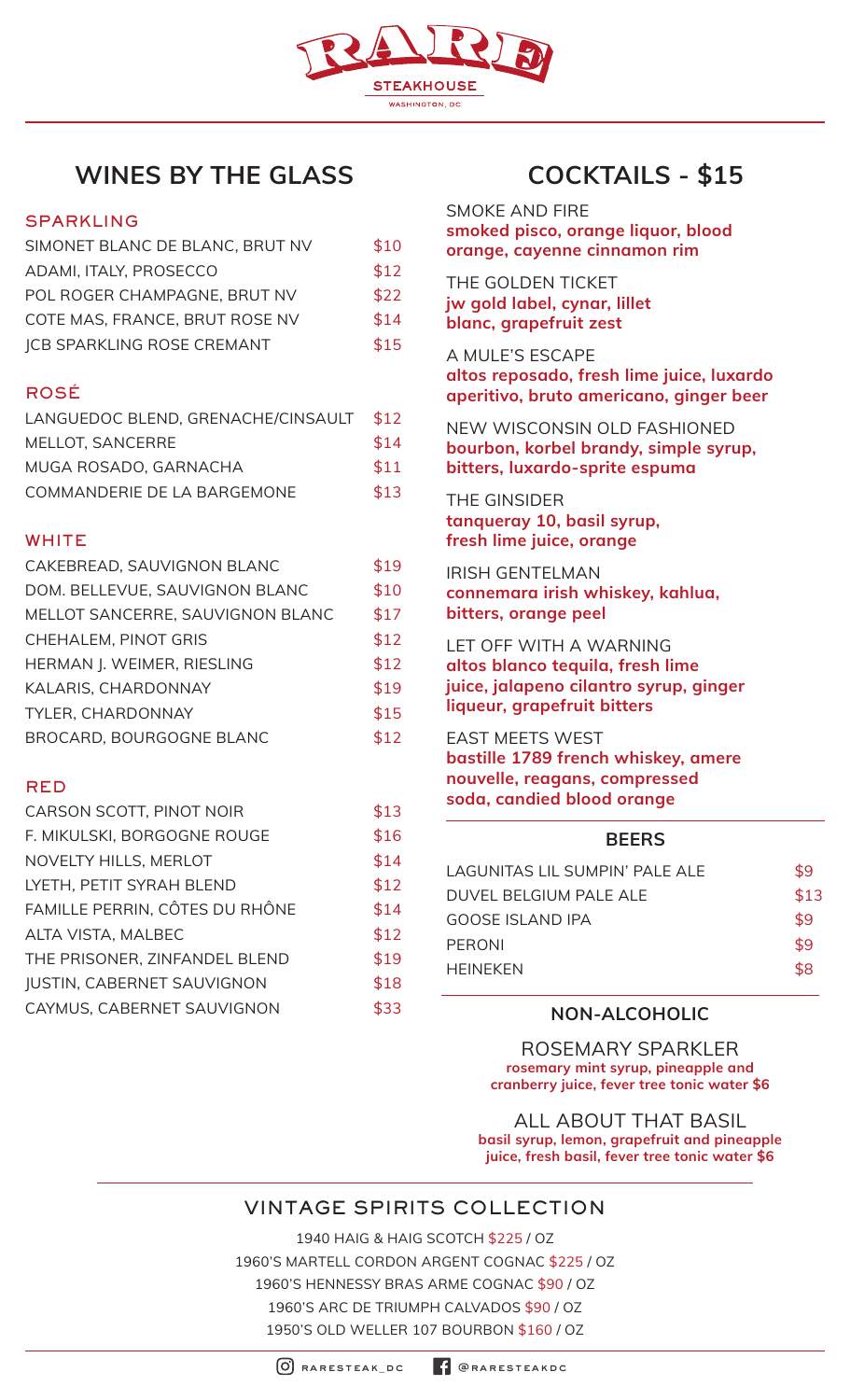# RARE

STEAKHOUSE

WASHINGTON, DC

## WINES BY THE GLASS

### SPARKLING

| | |
|---|---|
| SIMONET BLANC DE BLANC, BRUT NV | $10 |
| ADAMI, ITALY, PROSECCO | $12 |
| POL ROGER CHAMPAGNE, BRUT NV | $22 |
| COTE MAS, FRANCE, BRUT ROSE NV | $14 |
| JCB SPARKLING ROSE CREMANT | $15 |

### ROSÉ

| | |
|---|---|
| LANGUEDOC BLEND, GRENACHE/CINSAULT | $12 |
| MELLOT, SANCERRE | $14 |
| MUGA ROSADO, GARNACHA | $11 |
| COMMANDERIE DE LA BARGEMONE | $13 |

### WHITE

| | |
|---|---|
| CAKEBREAD, SAUVIGNON BLANC | $19 |
| DOM. BELLEVUE, SAUVIGNON BLANC | $10 |
| MELLOT SANCERRE, SAUVIGNON BLANC | $17 |
| CHEHALEM, PINOT GRIS | $12 |
| HERMAN J. WEIMER, RIESLING | $12 |
| KALARIS, CHARDONNAY | $19 |
| TYLER, CHARDONNAY | $15 |
| BROCARD, BOURGOGNE BLANC | $12 |

### RED

| | |
|---|---|
| CARSON SCOTT, PINOT NOIR | $13 |
| F. MIKULSKI, BORGOGNE ROUGE | $16 |
| NOVELTY HILLS, MERLOT | $14 |
| LYETH, PETIT SYRAH BLEND | $12 |
| FAMILLE PERRIN, CÔTES DU RHÔNE | $14 |
| ALTA VISTA, MALBEC | $12 |
| THE PRISONER, ZINFANDEL BLEND | $19 |
| JUSTIN, CABERNET SAUVIGNON | $18 |
| CAYMUS, CABERNET SAUVIGNON | $33 |

## COCKTAILS - $15

SMOKE AND FIRE
**smoked pisco, orange liquor, blood orange, cayenne cinnamon rim**

THE GOLDEN TICKET
**jw gold label, cynar, lillet blanc, grapefruit zest**

A MULE'S ESCAPE
**altos reposado, fresh lime juice, luxardo aperitivo, bruto americano, ginger beer**

NEW WISCONSIN OLD FASHIONED
**bourbon, korbel brandy, simple syrup, bitters, luxardo-sprite espuma**

THE GINSIDER
**tanqueray 10, basil syrup, fresh lime juice, orange**

IRISH GENTELMAN
**connemara irish whiskey, kahlua, bitters, orange peel**

LET OFF WITH A WARNING
**altos blanco tequila, fresh lime juice, jalapeno cilantro syrup, ginger liqueur, grapefruit bitters**

EAST MEETS WEST
**bastille 1789 french whiskey, amere nouvelle, reagans, compressed soda, candied blood orange**

### BEERS

| | |
|---|---|
| LAGUNITAS LIL SUMPIN' PALE ALE | $9 |
| DUVEL BELGIUM PALE ALE | $13 |
| GOOSE ISLAND IPA | $9 |
| PERONI | $9 |
| HEINEKEN | $8 |

### NON-ALCOHOLIC

ROSEMARY SPARKLER
**rosemary mint syrup, pineapple and cranberry juice, fever tree tonic water $6**

ALL ABOUT THAT BASIL
**basil syrup, lemon, grapefruit and pineapple juice, fresh basil, fever tree tonic water $6**

## VINTAGE SPIRITS COLLECTION

1940 HAIG & HAIG SCOTCH $225 / OZ

1960'S MARTELL CORDON ARGENT COGNAC $225 / OZ

1960'S HENNESSY BRAS ARME COGNAC $90 / OZ

1960'S ARC DE TRIUMPH CALVADOS $90 / OZ

1950'S OLD WELLER 107 BOURBON $160 / OZ

RARESTEAK_DC @RARESTEAKDC